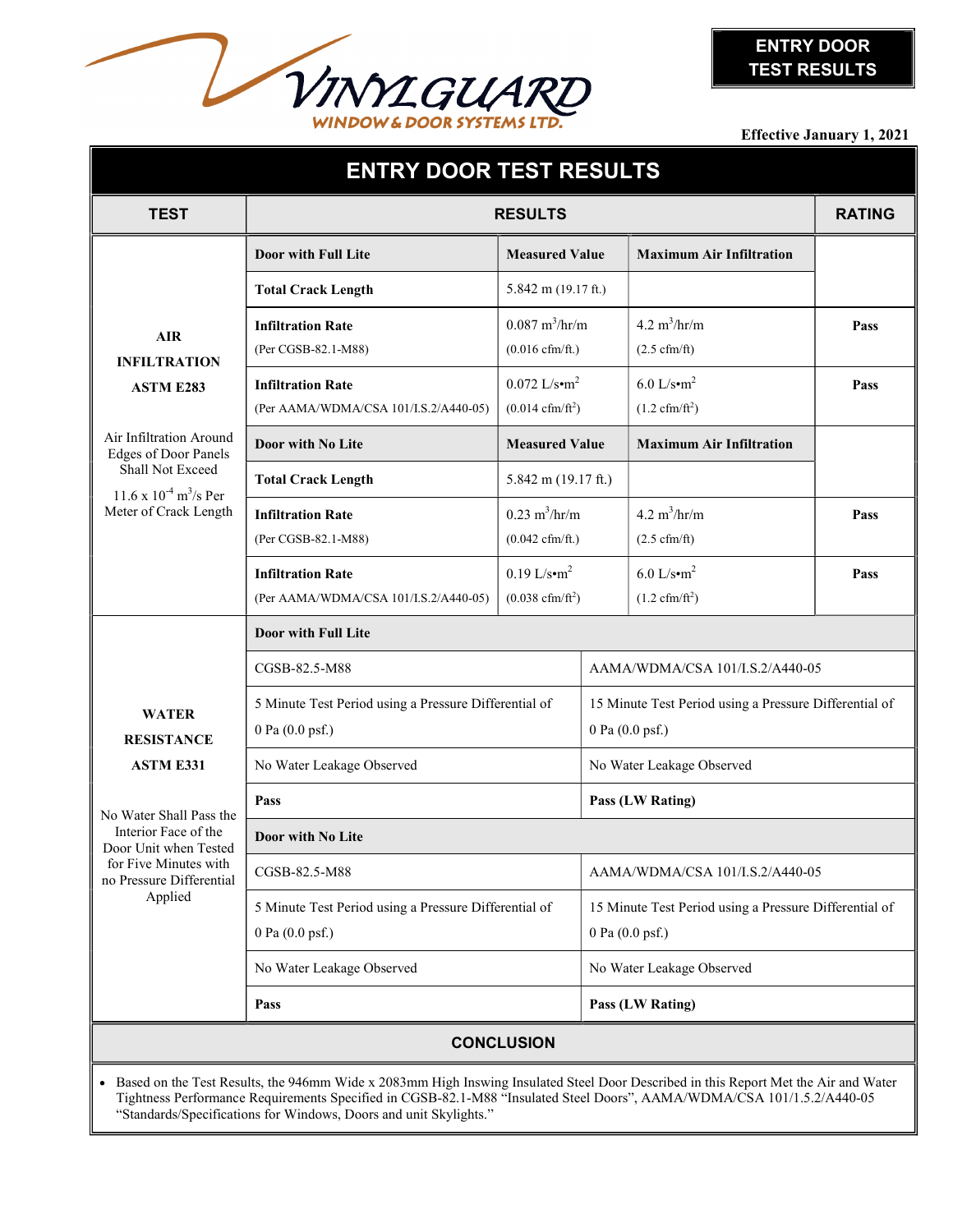VINYLGUARD WINDOW & DOOR SYSTEMS LTD.

**ENTRY DOOR TEST RESULTS**

**Effective January 1, 2021**

# ENTRY DOOR TEST RESULTS

| TEST | RESULTS | | | RATING |
|---|---|---|---|---|
| **AIR INFILTRATION ASTM E283** Air Infiltration Around Edges of Door Panels Shall Not Exceed $11.6 \times 10^{-4}$ $m^3/s$ Per Meter of Crack Length | **Door with Full Lite** | **Measured Value** | **Maximum Air Infiltration** | |
| | **Total Crack Length** | 5.842 m (19.17 ft.) | | |
| | **Infiltration Rate** (Per CGSB-82.1-M88) | 0.087 $m^3$/hr/m (0.016 cfm/ft.) | 4.2 $m^3$/hr/m (2.5 cfm/ft) | **Pass** |
| | **Infiltration Rate** (Per AAMA/WDMA/CSA 101/I.S.2/A440-05) | 0.072 L/s•$m^2$ (0.014 cfm/$ft^2$) | 6.0 L/s•$m^2$ (1.2 cfm/$ft^2$) | **Pass** |
| | **Door with No Lite** | **Measured Value** | **Maximum Air Infiltration** | |
| | **Total Crack Length** | 5.842 m (19.17 ft.) | | |
| | **Infiltration Rate** (Per CGSB-82.1-M88) | 0.23 $m^3$/hr/m (0.042 cfm/ft.) | 4.2 $m^3$/hr/m (2.5 cfm/ft) | **Pass** |
| | **Infiltration Rate** (Per AAMA/WDMA/CSA 101/I.S.2/A440-05) | 0.19 L/s•$m^2$ (0.038 cfm/$ft^2$) | 6.0 L/s•$m^2$ (1.2 cfm/$ft^2$) | **Pass** |

| TEST | RESULTS | |
|---|---|---|
| **WATER RESISTANCE ASTM E331** No Water Shall Pass the Interior Face of the Door Unit when Tested for Five Minutes with no Pressure Differential Applied | **Door with Full Lite** | |
| | CGSB-82.5-M88 | AAMA/WDMA/CSA 101/I.S.2/A440-05 |
| | 5 Minute Test Period using a Pressure Differential of 0 Pa (0.0 psf.) | 15 Minute Test Period using a Pressure Differential of 0 Pa (0.0 psf.) |
| | No Water Leakage Observed | No Water Leakage Observed |
| | **Pass** | **Pass (LW Rating)** |
| | **Door with No Lite** | |
| | CGSB-82.5-M88 | AAMA/WDMA/CSA 101/I.S.2/A440-05 |
| | 5 Minute Test Period using a Pressure Differential of 0 Pa (0.0 psf.) | 15 Minute Test Period using a Pressure Differential of 0 Pa (0.0 psf.) |
| | No Water Leakage Observed | No Water Leakage Observed |
| | **Pass** | **Pass (LW Rating)** |

## CONCLUSION

- Based on the Test Results, the 946mm Wide x 2083mm High Inswing Insulated Steel Door Described in this Report Met the Air and Water Tightness Performance Requirements Specified in CGSB-82.1-M88 "Insulated Steel Doors", AAMA/WDMA/CSA 101/1.5.2/A440-05 "Standards/Specifications for Windows, Doors and unit Skylights."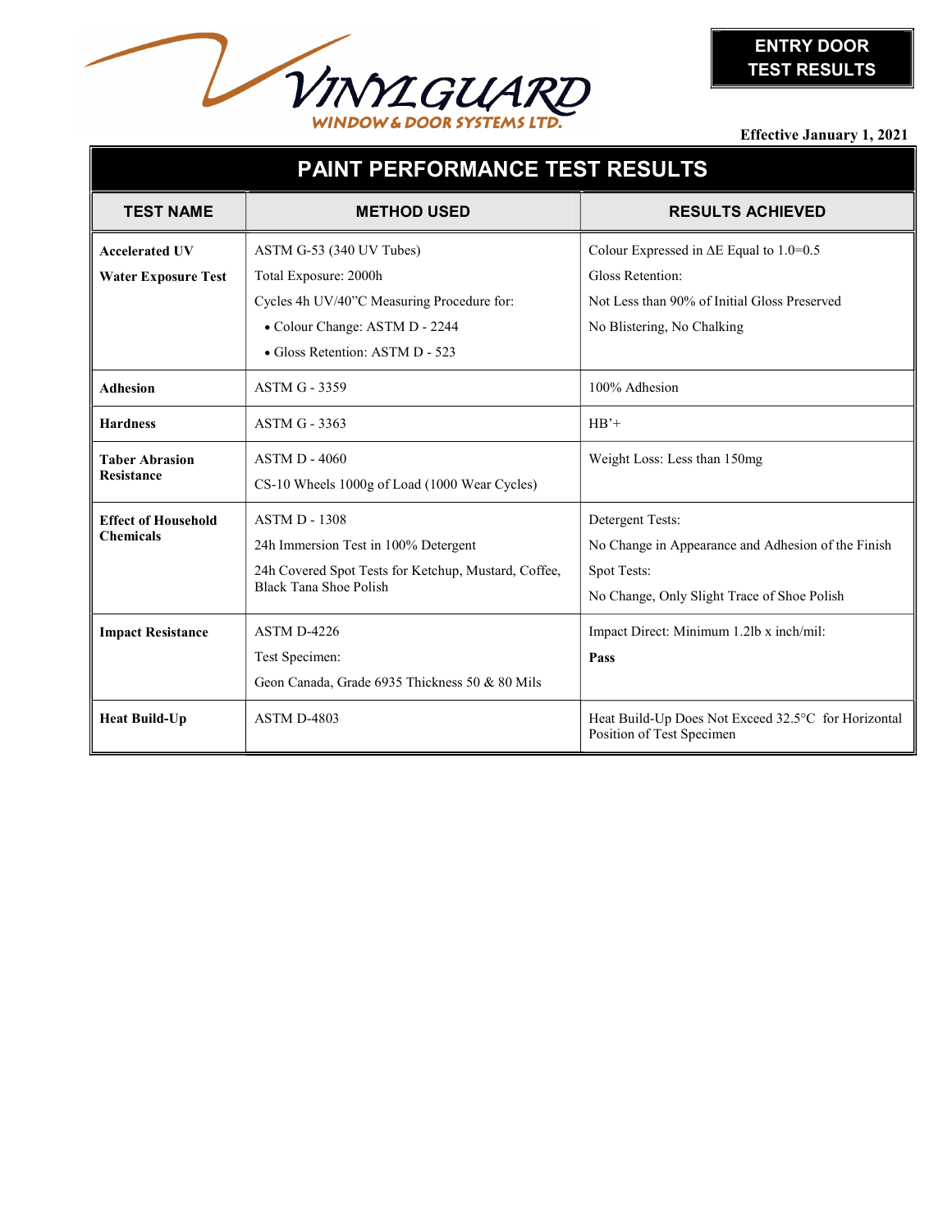VINYLGUARD WINDOW & DOOR SYSTEMS LTD.

**ENTRY DOOR TEST RESULTS**

**Effective January 1, 2021**

# PAINT PERFORMANCE TEST RESULTS

| TEST NAME | METHOD USED | RESULTS ACHIEVED |
|---|---|---|
| **Accelerated UV Water Exposure Test** | ASTM G-53 (340 UV Tubes)<br>Total Exposure: 2000h<br>Cycles 4h UV/40"C Measuring Procedure for:<br>• Colour Change: ASTM D - 2244<br>• Gloss Retention: ASTM D - 523 | Colour Expressed in ΔE Equal to 1.0=0.5<br>Gloss Retention:<br>Not Less than 90% of Initial Gloss Preserved<br>No Blistering, No Chalking |
| **Adhesion** | ASTM G - 3359 | 100% Adhesion |
| **Hardness** | ASTM G - 3363 | HB'+ |
| **Taber Abrasion Resistance** | ASTM D - 4060<br>CS-10 Wheels 1000g of Load (1000 Wear Cycles) | Weight Loss: Less than 150mg |
| **Effect of Household Chemicals** | ASTM D - 1308<br>24h Immersion Test in 100% Detergent<br>24h Covered Spot Tests for Ketchup, Mustard, Coffee, Black Tana Shoe Polish | Detergent Tests:<br>No Change in Appearance and Adhesion of the Finish<br>Spot Tests:<br>No Change, Only Slight Trace of Shoe Polish |
| **Impact Resistance** | ASTM D-4226<br>Test Specimen:<br>Geon Canada, Grade 6935 Thickness 50 & 80 Mils | Impact Direct: Minimum 1.2lb x inch/mil:<br>**Pass** |
| **Heat Build-Up** | ASTM D-4803 | Heat Build-Up Does Not Exceed 32.5°C for Horizontal Position of Test Specimen |